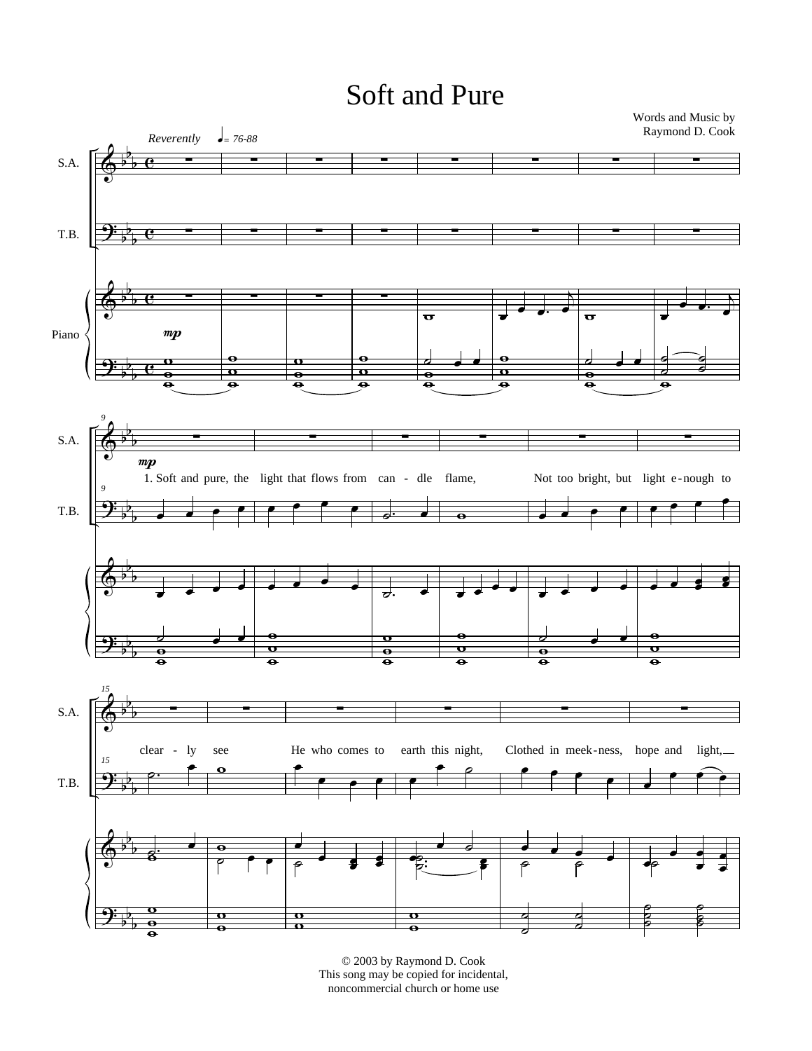# Soft and Pure

Words and Music by
Raymond D. Cook

*Reverently* ♩= 76-88

S.A.

T.B.

Piano

*mp*

*mp*

1. Soft and pure, the light that flows from can - dle flame, Not too bright, but light e-nough to clear - ly see He who comes to earth this night, Clothed in meek-ness, hope and light,

© 2003 by Raymond D. Cook
This song may be copied for incidental,
noncommercial church or home use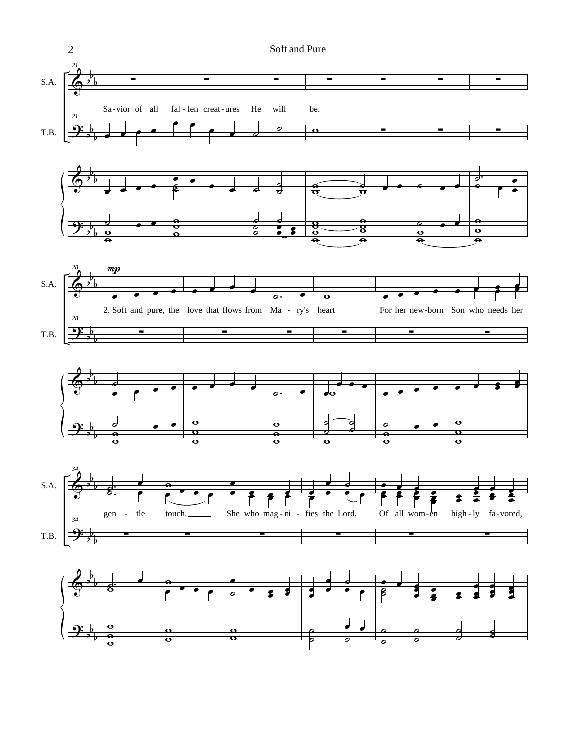S.A.

T.B.

Sa-vior of all fal-len creat-ures He will be.

*mp*

2. Soft and pure, the love that flows from Ma - ry's heart For her new-born Son who needs her

gen - tle touch. She who mag-ni - fies the Lord, Of all wom-en high-ly fa-vored,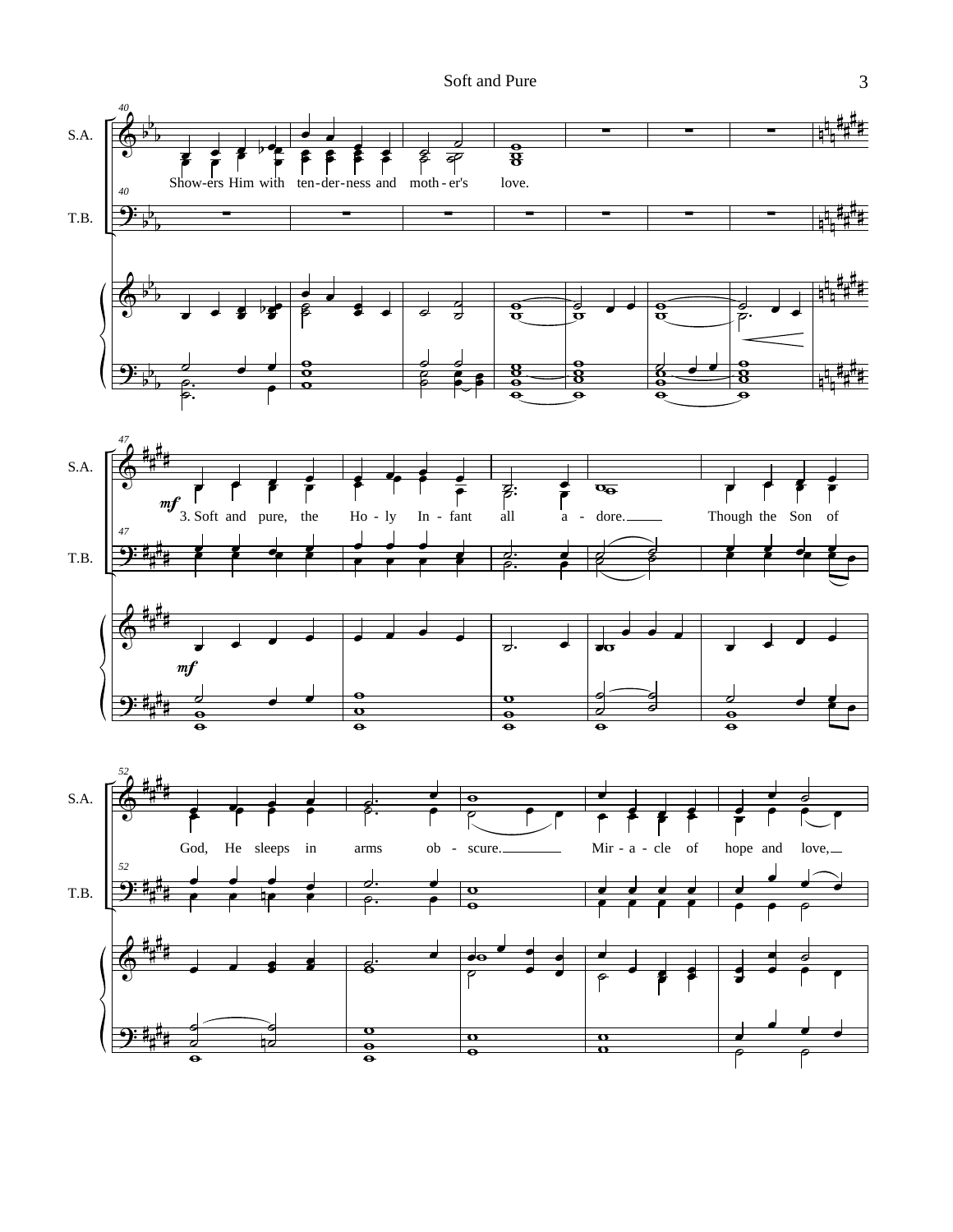S.A.

T.B.

Show-ers Him with ten-der-ness and moth-er's love.

*mf*

3. Soft and pure, the Ho-ly In-fant all a-dore. Though the Son of

God, He sleeps in arms ob-scure. Mir-a-cle of hope and love,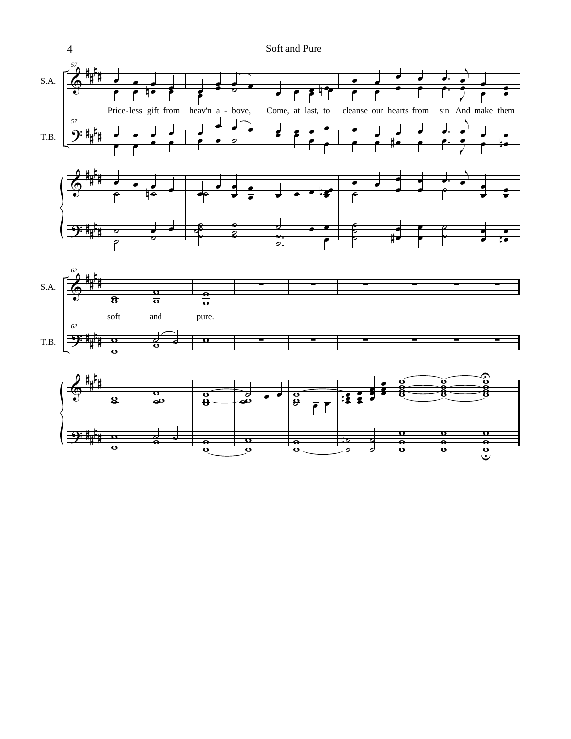S.A.

T.B.

Price-less gift from heav'n a - bove, Come, at last, to cleanse our hearts from sin And make them

soft and pure.